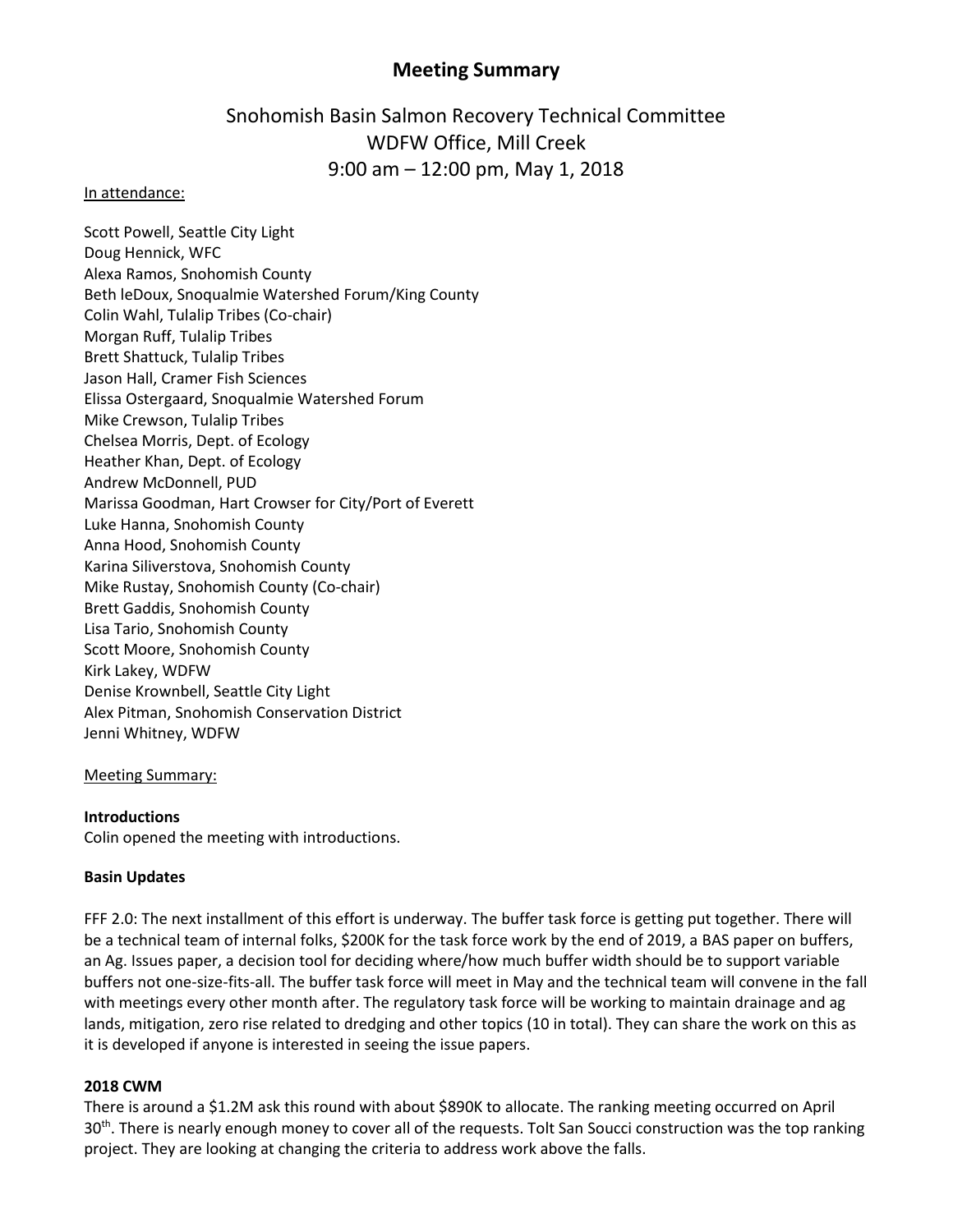# Meeting Summary

## Snohomish Basin Salmon Recovery Technical Committee
## WDFW Office, Mill Creek
## 9:00 am – 12:00 pm, May 1, 2018

In attendance:

Scott Powell, Seattle City Light
Doug Hennick, WFC
Alexa Ramos, Snohomish County
Beth leDoux, Snoqualmie Watershed Forum/King County
Colin Wahl, Tulalip Tribes (Co-chair)
Morgan Ruff, Tulalip Tribes
Brett Shattuck, Tulalip Tribes
Jason Hall, Cramer Fish Sciences
Elissa Ostergaard, Snoqualmie Watershed Forum
Mike Crewson, Tulalip Tribes
Chelsea Morris, Dept. of Ecology
Heather Khan, Dept. of Ecology
Andrew McDonnell, PUD
Marissa Goodman, Hart Crowser for City/Port of Everett
Luke Hanna, Snohomish County
Anna Hood, Snohomish County
Karina Siliverstova, Snohomish County
Mike Rustay, Snohomish County (Co-chair)
Brett Gaddis, Snohomish County
Lisa Tario, Snohomish County
Scott Moore, Snohomish County
Kirk Lakey, WDFW
Denise Krownbell, Seattle City Light
Alex Pitman, Snohomish Conservation District
Jenni Whitney, WDFW

Meeting Summary:

**Introductions**

Colin opened the meeting with introductions.

**Basin Updates**

FFF 2.0: The next installment of this effort is underway. The buffer task force is getting put together. There will be a technical team of internal folks, $200K for the task force work by the end of 2019, a BAS paper on buffers, an Ag. Issues paper, a decision tool for deciding where/how much buffer width should be to support variable buffers not one-size-fits-all. The buffer task force will meet in May and the technical team will convene in the fall with meetings every other month after. The regulatory task force will be working to maintain drainage and ag lands, mitigation, zero rise related to dredging and other topics (10 in total). They can share the work on this as it is developed if anyone is interested in seeing the issue papers.

**2018 CWM**

There is around a $1.2M ask this round with about $890K to allocate. The ranking meeting occurred on April 30th. There is nearly enough money to cover all of the requests. Tolt San Soucci construction was the top ranking project. They are looking at changing the criteria to address work above the falls.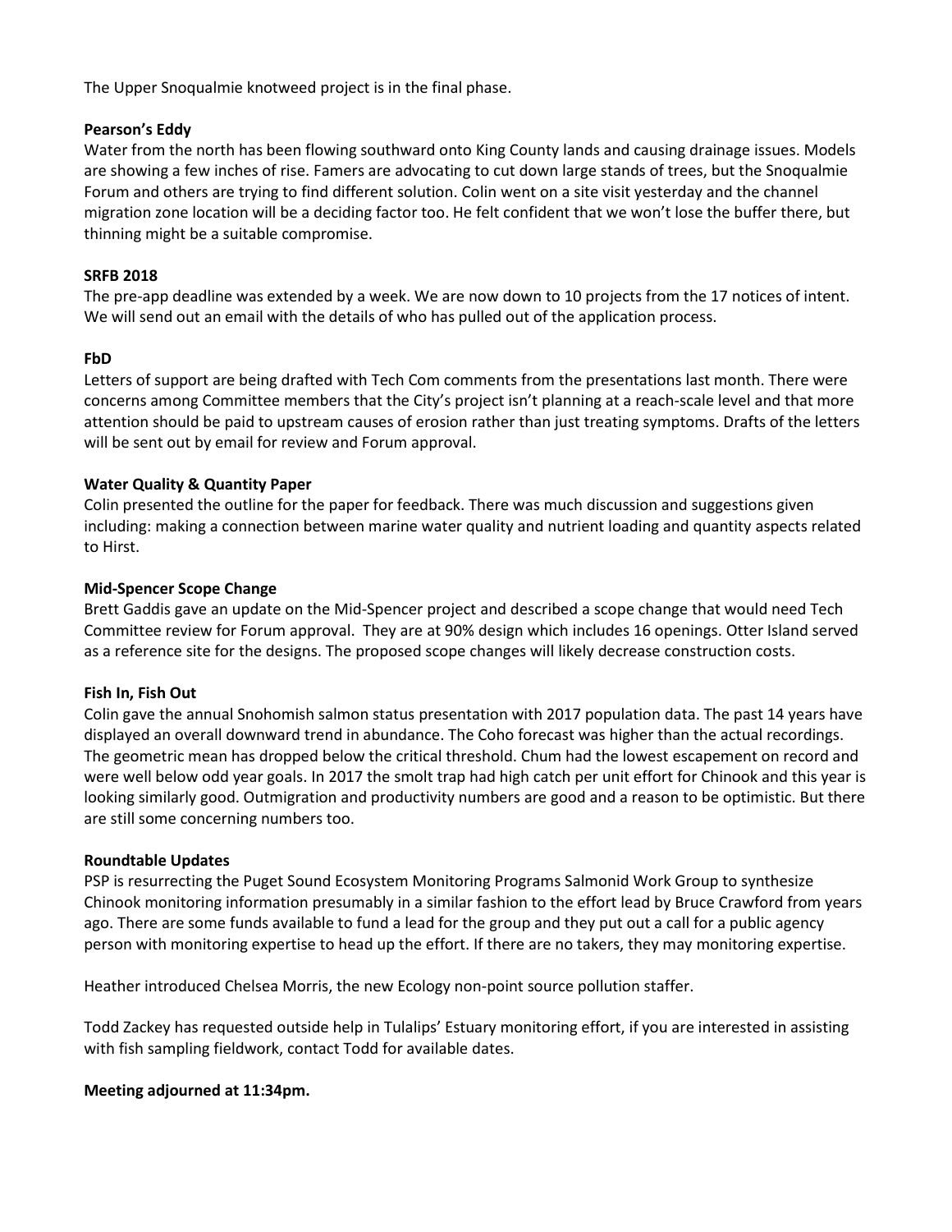The Upper Snoqualmie knotweed project is in the final phase.

**Pearson's Eddy**

Water from the north has been flowing southward onto King County lands and causing drainage issues. Models are showing a few inches of rise. Famers are advocating to cut down large stands of trees, but the Snoqualmie Forum and others are trying to find different solution. Colin went on a site visit yesterday and the channel migration zone location will be a deciding factor too. He felt confident that we won't lose the buffer there, but thinning might be a suitable compromise.

**SRFB 2018**

The pre-app deadline was extended by a week. We are now down to 10 projects from the 17 notices of intent. We will send out an email with the details of who has pulled out of the application process.

**FbD**

Letters of support are being drafted with Tech Com comments from the presentations last month. There were concerns among Committee members that the City's project isn't planning at a reach-scale level and that more attention should be paid to upstream causes of erosion rather than just treating symptoms. Drafts of the letters will be sent out by email for review and Forum approval.

**Water Quality & Quantity Paper**

Colin presented the outline for the paper for feedback. There was much discussion and suggestions given including: making a connection between marine water quality and nutrient loading and quantity aspects related to Hirst.

**Mid-Spencer Scope Change**

Brett Gaddis gave an update on the Mid-Spencer project and described a scope change that would need Tech Committee review for Forum approval. They are at 90% design which includes 16 openings. Otter Island served as a reference site for the designs. The proposed scope changes will likely decrease construction costs.

**Fish In, Fish Out**

Colin gave the annual Snohomish salmon status presentation with 2017 population data. The past 14 years have displayed an overall downward trend in abundance. The Coho forecast was higher than the actual recordings. The geometric mean has dropped below the critical threshold. Chum had the lowest escapement on record and were well below odd year goals. In 2017 the smolt trap had high catch per unit effort for Chinook and this year is looking similarly good. Outmigration and productivity numbers are good and a reason to be optimistic. But there are still some concerning numbers too.

**Roundtable Updates**

PSP is resurrecting the Puget Sound Ecosystem Monitoring Programs Salmonid Work Group to synthesize Chinook monitoring information presumably in a similar fashion to the effort lead by Bruce Crawford from years ago. There are some funds available to fund a lead for the group and they put out a call for a public agency person with monitoring expertise to head up the effort. If there are no takers, they may monitoring expertise.

Heather introduced Chelsea Morris, the new Ecology non-point source pollution staffer.

Todd Zackey has requested outside help in Tulalips' Estuary monitoring effort, if you are interested in assisting with fish sampling fieldwork, contact Todd for available dates.

**Meeting adjourned at 11:34pm.**